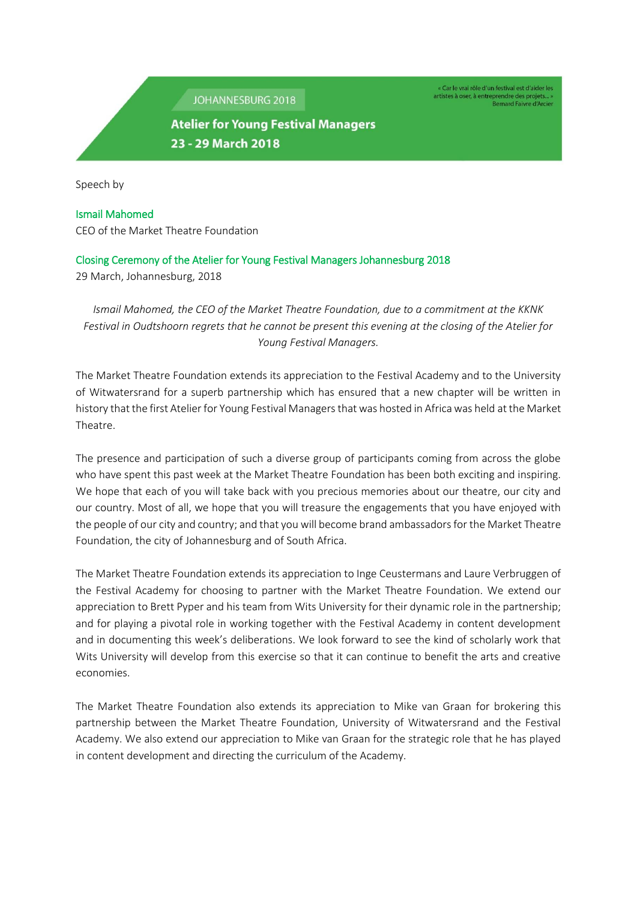JOHANNESBURG 2018

**Atelier for Young Festival Managers**
**23 - 29 March 2018**

« Car le vrai rôle d'un festival est d'aider les artistes à oser, à entreprendre des projets... »
Bernard Faivre d'Arcier

Speech by

Ismail Mahomed
CEO of the Market Theatre Foundation

Closing Ceremony of the Atelier for Young Festival Managers Johannesburg 2018
29 March, Johannesburg, 2018

*Ismail Mahomed, the CEO of the Market Theatre Foundation, due to a commitment at the KKNK Festival in Oudtshoorn regrets that he cannot be present this evening at the closing of the Atelier for Young Festival Managers.*

The Market Theatre Foundation extends its appreciation to the Festival Academy and to the University of Witwatersrand for a superb partnership which has ensured that a new chapter will be written in history that the first Atelier for Young Festival Managers that was hosted in Africa was held at the Market Theatre.

The presence and participation of such a diverse group of participants coming from across the globe who have spent this past week at the Market Theatre Foundation has been both exciting and inspiring. We hope that each of you will take back with you precious memories about our theatre, our city and our country. Most of all, we hope that you will treasure the engagements that you have enjoyed with the people of our city and country; and that you will become brand ambassadors for the Market Theatre Foundation, the city of Johannesburg and of South Africa.

The Market Theatre Foundation extends its appreciation to Inge Ceustermans and Laure Verbruggen of the Festival Academy for choosing to partner with the Market Theatre Foundation. We extend our appreciation to Brett Pyper and his team from Wits University for their dynamic role in the partnership; and for playing a pivotal role in working together with the Festival Academy in content development and in documenting this week's deliberations. We look forward to see the kind of scholarly work that Wits University will develop from this exercise so that it can continue to benefit the arts and creative economies.

The Market Theatre Foundation also extends its appreciation to Mike van Graan for brokering this partnership between the Market Theatre Foundation, University of Witwatersrand and the Festival Academy. We also extend our appreciation to Mike van Graan for the strategic role that he has played in content development and directing the curriculum of the Academy.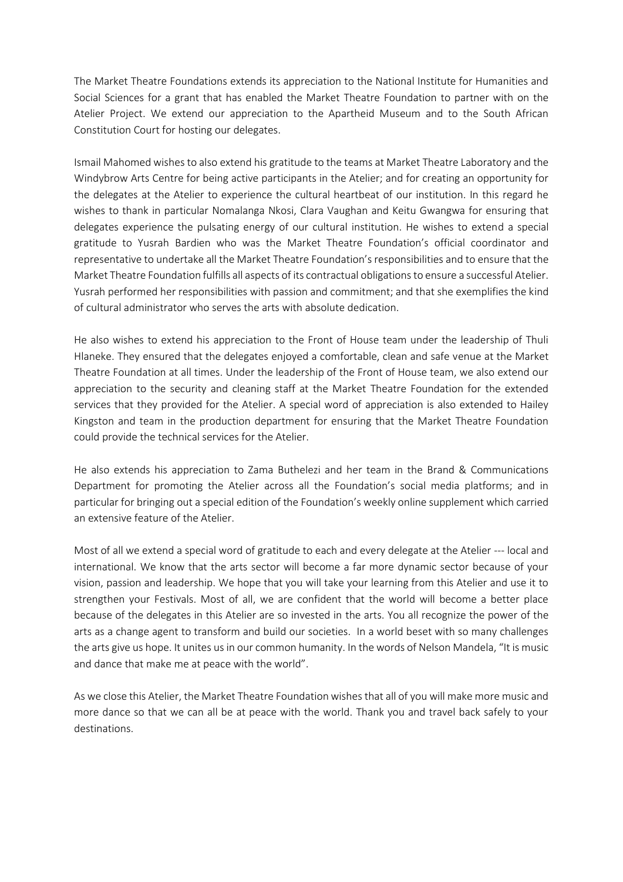The Market Theatre Foundations extends its appreciation to the National Institute for Humanities and Social Sciences for a grant that has enabled the Market Theatre Foundation to partner with on the Atelier Project. We extend our appreciation to the Apartheid Museum and to the South African Constitution Court for hosting our delegates.

Ismail Mahomed wishes to also extend his gratitude to the teams at Market Theatre Laboratory and the Windybrow Arts Centre for being active participants in the Atelier; and for creating an opportunity for the delegates at the Atelier to experience the cultural heartbeat of our institution. In this regard he wishes to thank in particular Nomalanga Nkosi, Clara Vaughan and Keitu Gwangwa for ensuring that delegates experience the pulsating energy of our cultural institution. He wishes to extend a special gratitude to Yusrah Bardien who was the Market Theatre Foundation's official coordinator and representative to undertake all the Market Theatre Foundation's responsibilities and to ensure that the Market Theatre Foundation fulfills all aspects of its contractual obligations to ensure a successful Atelier. Yusrah performed her responsibilities with passion and commitment; and that she exemplifies the kind of cultural administrator who serves the arts with absolute dedication.

He also wishes to extend his appreciation to the Front of House team under the leadership of Thuli Hlaneke. They ensured that the delegates enjoyed a comfortable, clean and safe venue at the Market Theatre Foundation at all times. Under the leadership of the Front of House team, we also extend our appreciation to the security and cleaning staff at the Market Theatre Foundation for the extended services that they provided for the Atelier. A special word of appreciation is also extended to Hailey Kingston and team in the production department for ensuring that the Market Theatre Foundation could provide the technical services for the Atelier.

He also extends his appreciation to Zama Buthelezi and her team in the Brand & Communications Department for promoting the Atelier across all the Foundation's social media platforms; and in particular for bringing out a special edition of the Foundation's weekly online supplement which carried an extensive feature of the Atelier.

Most of all we extend a special word of gratitude to each and every delegate at the Atelier --- local and international. We know that the arts sector will become a far more dynamic sector because of your vision, passion and leadership. We hope that you will take your learning from this Atelier and use it to strengthen your Festivals. Most of all, we are confident that the world will become a better place because of the delegates in this Atelier are so invested in the arts. You all recognize the power of the arts as a change agent to transform and build our societies. In a world beset with so many challenges the arts give us hope. It unites us in our common humanity. In the words of Nelson Mandela, "It is music and dance that make me at peace with the world".

As we close this Atelier, the Market Theatre Foundation wishes that all of you will make more music and more dance so that we can all be at peace with the world. Thank you and travel back safely to your destinations.